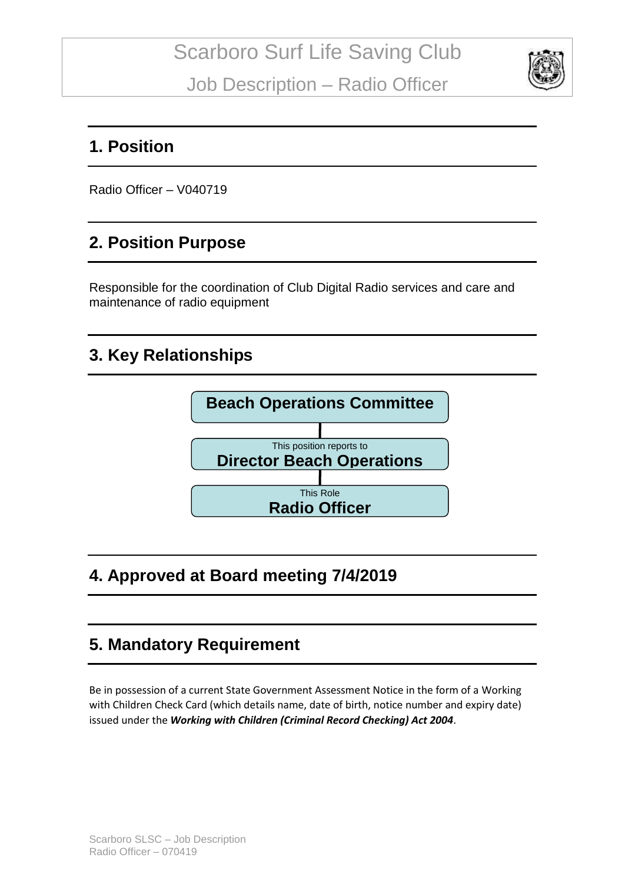# Scarboro Surf Life Saving Club

## Job Description – Radio Officer

## 1. Position

Radio Officer – V040719

## 2. Position Purpose

Responsible for the coordination of Club Digital Radio services and care and maintenance of radio equipment

## 3. Key Relationships

**Beach Operations Committee**

This position reports to
**Director Beach Operations**

This Role
**Radio Officer**

## 4. Approved at Board meeting 7/4/2019

## 5. Mandatory Requirement

Be in possession of a current State Government Assessment Notice in the form of a Working with Children Check Card (which details name, date of birth, notice number and expiry date) issued under the ***Working with Children (Criminal Record Checking) Act 2004***.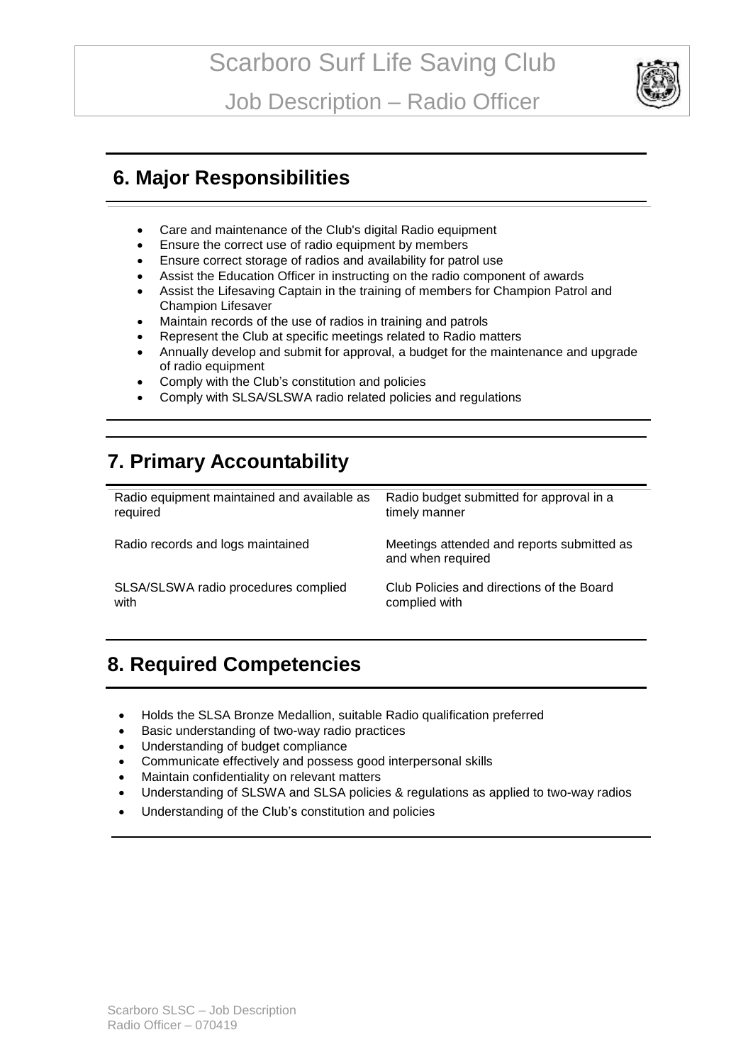## 6. Major Responsibilities

- Care and maintenance of the Club's digital Radio equipment
- Ensure the correct use of radio equipment by members
- Ensure correct storage of radios and availability for patrol use
- Assist the Education Officer in instructing on the radio component of awards
- Assist the Lifesaving Captain in the training of members for Champion Patrol and Champion Lifesaver
- Maintain records of the use of radios in training and patrols
- Represent the Club at specific meetings related to Radio matters
- Annually develop and submit for approval, a budget for the maintenance and upgrade of radio equipment
- Comply with the Club's constitution and policies
- Comply with SLSA/SLSWA radio related policies and regulations

## 7. Primary Accountability

| | |
|---|---|
| Radio equipment maintained and available as required | Radio budget submitted for approval in a timely manner |
| Radio records and logs maintained | Meetings attended and reports submitted as and when required |
| SLSA/SLSWA radio procedures complied with | Club Policies and directions of the Board complied with |

## 8. Required Competencies

- Holds the SLSA Bronze Medallion, suitable Radio qualification preferred
- Basic understanding of two-way radio practices
- Understanding of budget compliance
- Communicate effectively and possess good interpersonal skills
- Maintain confidentiality on relevant matters
- Understanding of SLSWA and SLSA policies & regulations as applied to two-way radios
- Understanding of the Club's constitution and policies